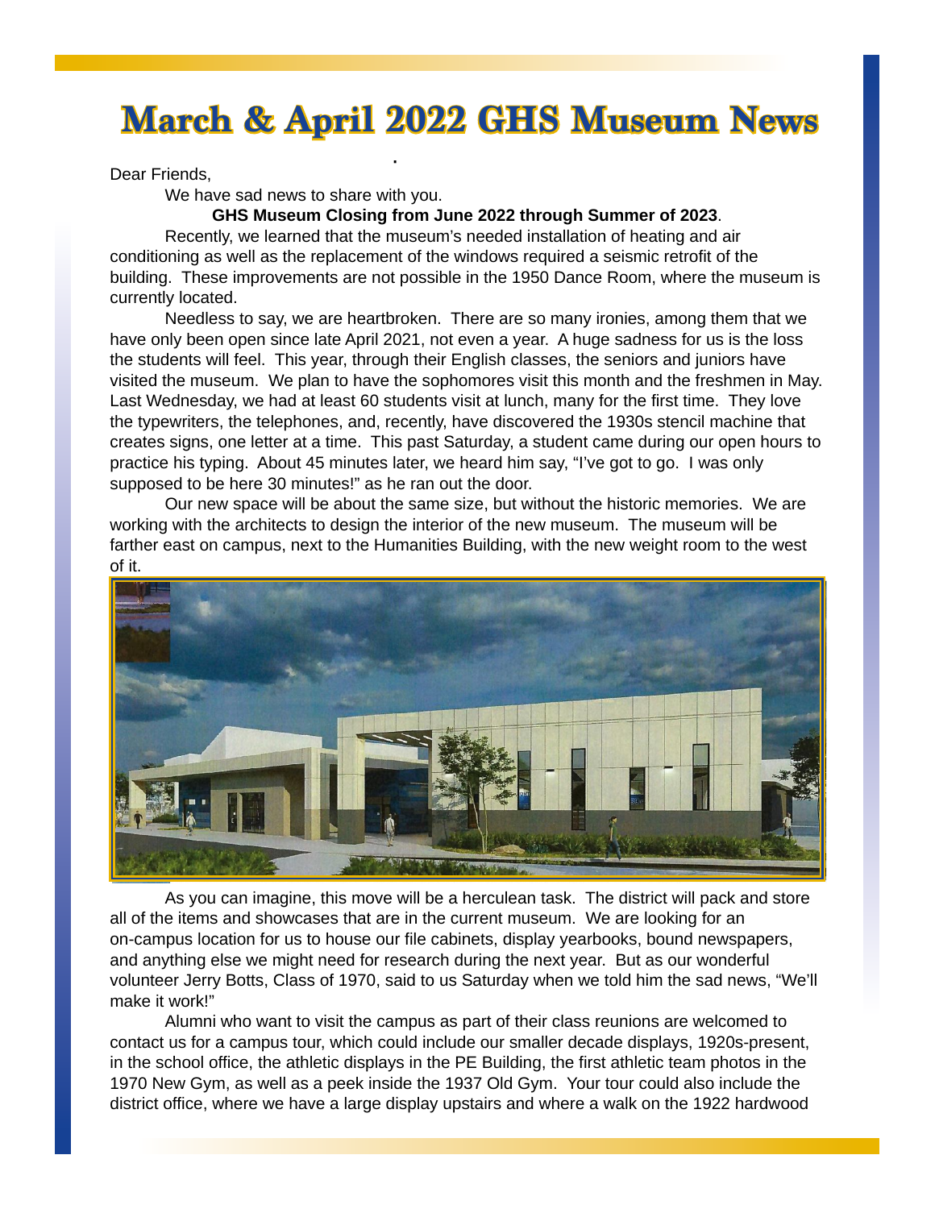# March & April 2022 GHS Museum News

Dear Friends,

We have sad news to share with you.

**GHS Museum Closing from June 2022 through Summer of 2023**.

Recently, we learned that the museum's needed installation of heating and air conditioning as well as the replacement of the windows required a seismic retrofit of the building. These improvements are not possible in the 1950 Dance Room, where the museum is currently located.

Needless to say, we are heartbroken. There are so many ironies, among them that we have only been open since late April 2021, not even a year. A huge sadness for us is the loss the students will feel. This year, through their English classes, the seniors and juniors have visited the museum. We plan to have the sophomores visit this month and the freshmen in May. Last Wednesday, we had at least 60 students visit at lunch, many for the first time. They love the typewriters, the telephones, and, recently, have discovered the 1930s stencil machine that creates signs, one letter at a time. This past Saturday, a student came during our open hours to practice his typing. About 45 minutes later, we heard him say, "I've got to go. I was only supposed to be here 30 minutes!" as he ran out the door.

Our new space will be about the same size, but without the historic memories. We are working with the architects to design the interior of the new museum. The museum will be farther east on campus, next to the Humanities Building, with the new weight room to the west of it.

As you can imagine, this move will be a herculean task. The district will pack and store all of the items and showcases that are in the current museum. We are looking for an on-campus location for us to house our file cabinets, display yearbooks, bound newspapers, and anything else we might need for research during the next year. But as our wonderful volunteer Jerry Botts, Class of 1970, said to us Saturday when we told him the sad news, "We'll make it work!"

Alumni who want to visit the campus as part of their class reunions are welcomed to contact us for a campus tour, which could include our smaller decade displays, 1920s-present, in the school office, the athletic displays in the PE Building, the first athletic team photos in the 1970 New Gym, as well as a peek inside the 1937 Old Gym. Your tour could also include the district office, where we have a large display upstairs and where a walk on the 1922 hardwood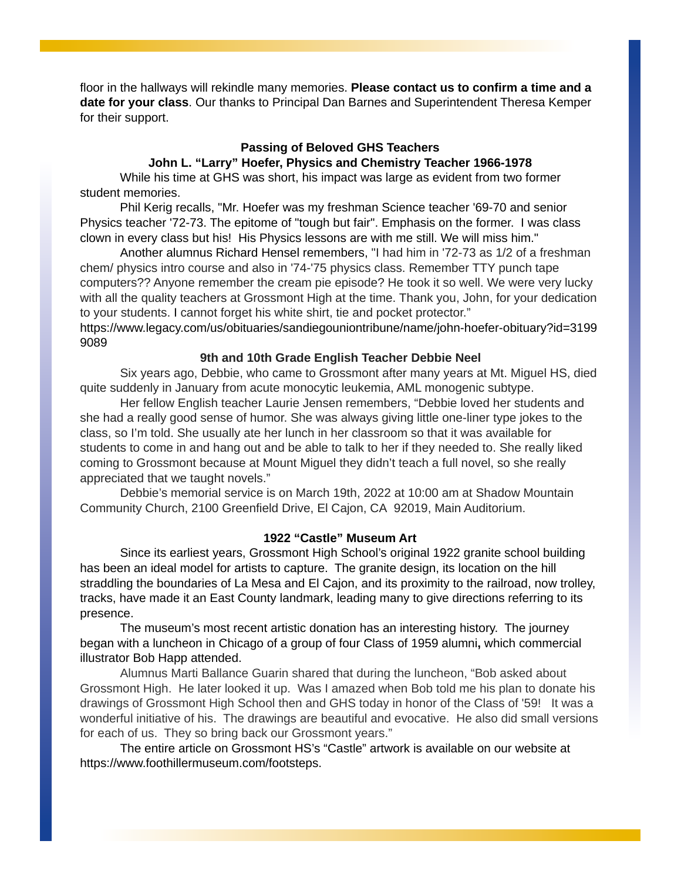floor in the hallways will rekindle many memories. **Please contact us to confirm a time and a date for your class**. Our thanks to Principal Dan Barnes and Superintendent Theresa Kemper for their support.

## Passing of Beloved GHS Teachers

### John L. "Larry" Hoefer, Physics and Chemistry Teacher 1966-1978

While his time at GHS was short, his impact was large as evident from two former student memories.

Phil Kerig recalls, "Mr. Hoefer was my freshman Science teacher '69-70 and senior Physics teacher '72-73. The epitome of "tough but fair". Emphasis on the former. I was class clown in every class but his! His Physics lessons are with me still. We will miss him."

Another alumnus Richard Hensel remembers, "I had him in '72-73 as 1/2 of a freshman chem/ physics intro course and also in '74-'75 physics class. Remember TTY punch tape computers?? Anyone remember the cream pie episode? He took it so well. We were very lucky with all the quality teachers at Grossmont High at the time. Thank you, John, for your dedication to your students. I cannot forget his white shirt, tie and pocket protector."
https://www.legacy.com/us/obituaries/sandiegouniontribune/name/john-hoefer-obituary?id=31999089

### 9th and 10th Grade English Teacher Debbie Neel

Six years ago, Debbie, who came to Grossmont after many years at Mt. Miguel HS, died quite suddenly in January from acute monocytic leukemia, AML monogenic subtype.

Her fellow English teacher Laurie Jensen remembers, "Debbie loved her students and she had a really good sense of humor. She was always giving little one-liner type jokes to the class, so I'm told. She usually ate her lunch in her classroom so that it was available for students to come in and hang out and be able to talk to her if they needed to. She really liked coming to Grossmont because at Mount Miguel they didn't teach a full novel, so she really appreciated that we taught novels."

Debbie's memorial service is on March 19th, 2022 at 10:00 am at Shadow Mountain Community Church, 2100 Greenfield Drive, El Cajon, CA 92019, Main Auditorium.

## 1922 "Castle" Museum Art

Since its earliest years, Grossmont High School's original 1922 granite school building has been an ideal model for artists to capture. The granite design, its location on the hill straddling the boundaries of La Mesa and El Cajon, and its proximity to the railroad, now trolley, tracks, have made it an East County landmark, leading many to give directions referring to its presence.

The museum's most recent artistic donation has an interesting history. The journey began with a luncheon in Chicago of a group of four Class of 1959 alumni, which commercial illustrator Bob Happ attended.

Alumnus Marti Ballance Guarin shared that during the luncheon, "Bob asked about Grossmont High. He later looked it up. Was I amazed when Bob told me his plan to donate his drawings of Grossmont High School then and GHS today in honor of the Class of '59! It was a wonderful initiative of his. The drawings are beautiful and evocative. He also did small versions for each of us. They so bring back our Grossmont years."

The entire article on Grossmont HS's "Castle" artwork is available on our website at https://www.foothillermuseum.com/footsteps.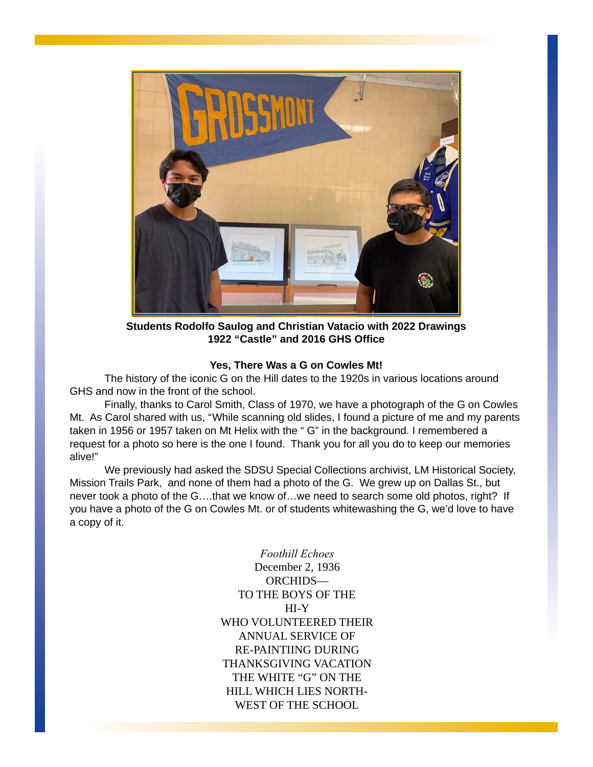**Students Rodolfo Saulog and Christian Vatacio with 2022 Drawings**
**1922 "Castle" and 2016 GHS Office**

**Yes, There Was a G on Cowles Mt!**

The history of the iconic G on the Hill dates to the 1920s in various locations around GHS and now in the front of the school.

Finally, thanks to Carol Smith, Class of 1970, we have a photograph of the G on Cowles Mt. As Carol shared with us, "While scanning old slides, I found a picture of me and my parents taken in 1956 or 1957 taken on Mt Helix with the " G" in the background. I remembered a request for a photo so here is the one I found. Thank you for all you do to keep our memories alive!"

We previously had asked the SDSU Special Collections archivist, LM Historical Society, Mission Trails Park, and none of them had a photo of the G. We grew up on Dallas St., but never took a photo of the G….that we know of…we need to search some old photos, right? If you have a photo of the G on Cowles Mt. or of students whitewashing the G, we'd love to have a copy of it.

*Foothill Echoes*
December 2, 1936
ORCHIDS—
TO THE BOYS OF THE
HI-Y
WHO VOLUNTEERED THEIR
ANNUAL SERVICE OF
RE-PAINTIING DURING
THANKSGIVING VACATION
THE WHITE "G" ON THE
HILL WHICH LIES NORTH-
WEST OF THE SCHOOL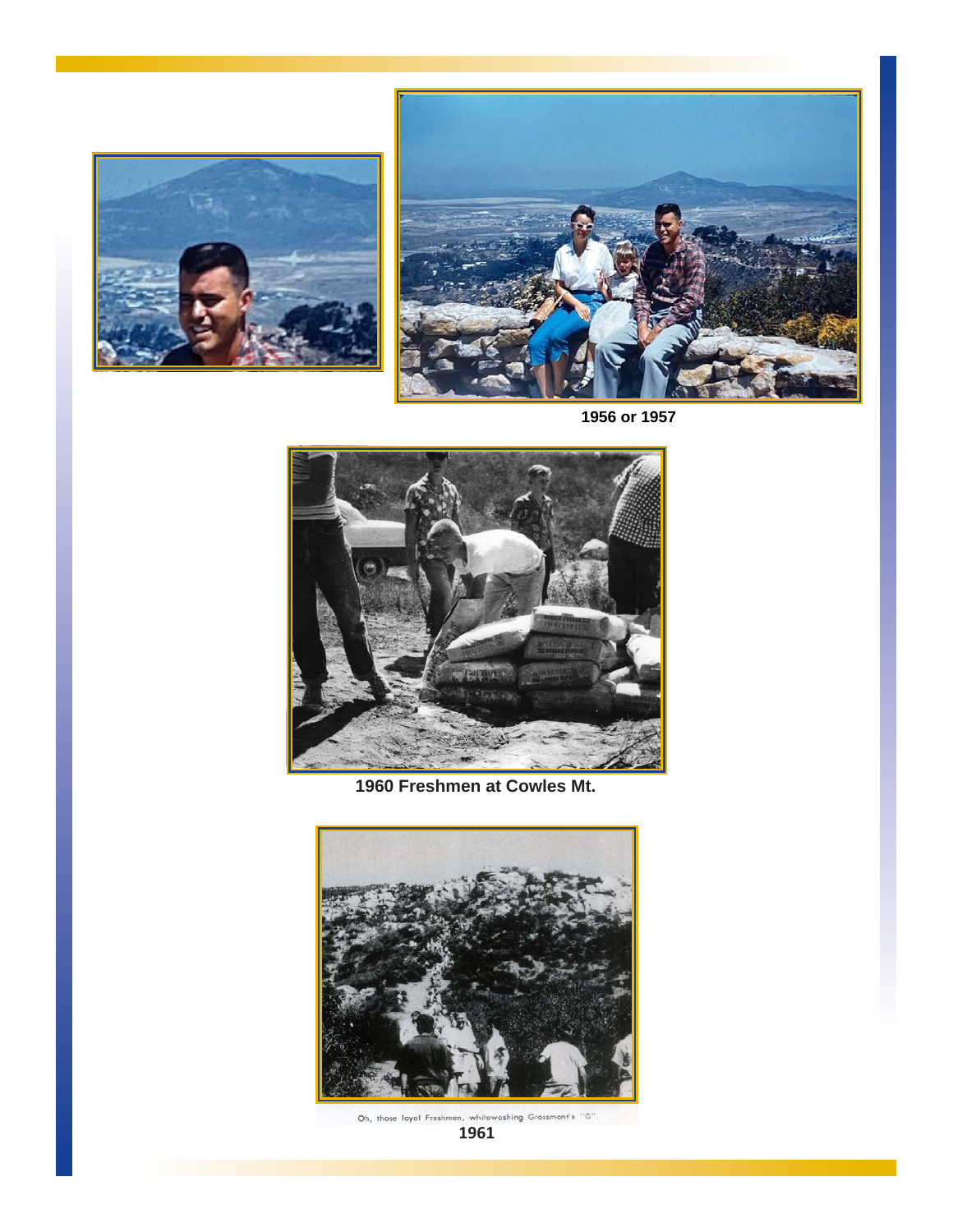1956 or 1957

1960 Freshmen at Cowles Mt.

Oh, those loyal Freshmen, whitewashing Grossmont's "G".

1961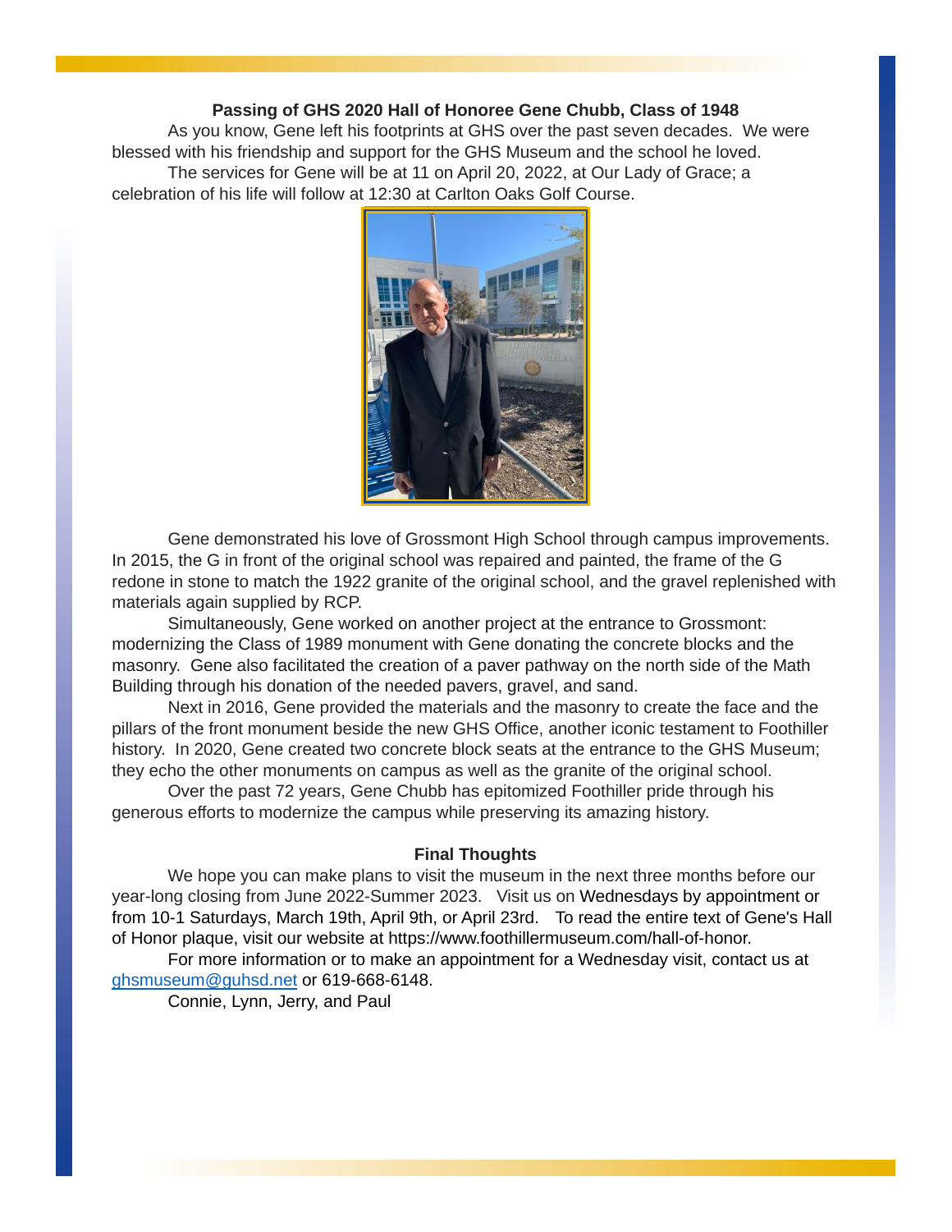### Passing of GHS 2020 Hall of Honoree Gene Chubb, Class of 1948

As you know, Gene left his footprints at GHS over the past seven decades. We were blessed with his friendship and support for the GHS Museum and the school he loved.

The services for Gene will be at 11 on April 20, 2022, at Our Lady of Grace; a celebration of his life will follow at 12:30 at Carlton Oaks Golf Course.

Gene demonstrated his love of Grossmont High School through campus improvements. In 2015, the G in front of the original school was repaired and painted, the frame of the G redone in stone to match the 1922 granite of the original school, and the gravel replenished with materials again supplied by RCP.

Simultaneously, Gene worked on another project at the entrance to Grossmont: modernizing the Class of 1989 monument with Gene donating the concrete blocks and the masonry. Gene also facilitated the creation of a paver pathway on the north side of the Math Building through his donation of the needed pavers, gravel, and sand.

Next in 2016, Gene provided the materials and the masonry to create the face and the pillars of the front monument beside the new GHS Office, another iconic testament to Foothiller history. In 2020, Gene created two concrete block seats at the entrance to the GHS Museum; they echo the other monuments on campus as well as the granite of the original school.

Over the past 72 years, Gene Chubb has epitomized Foothiller pride through his generous efforts to modernize the campus while preserving its amazing history.

### Final Thoughts

We hope you can make plans to visit the museum in the next three months before our year-long closing from June 2022-Summer 2023. Visit us on Wednesdays by appointment or from 10-1 Saturdays, March 19th, April 9th, or April 23rd. To read the entire text of Gene's Hall of Honor plaque, visit our website at https://www.foothillermuseum.com/hall-of-honor.

For more information or to make an appointment for a Wednesday visit, contact us at ghsmuseum@guhsd.net or 619-668-6148.

Connie, Lynn, Jerry, and Paul